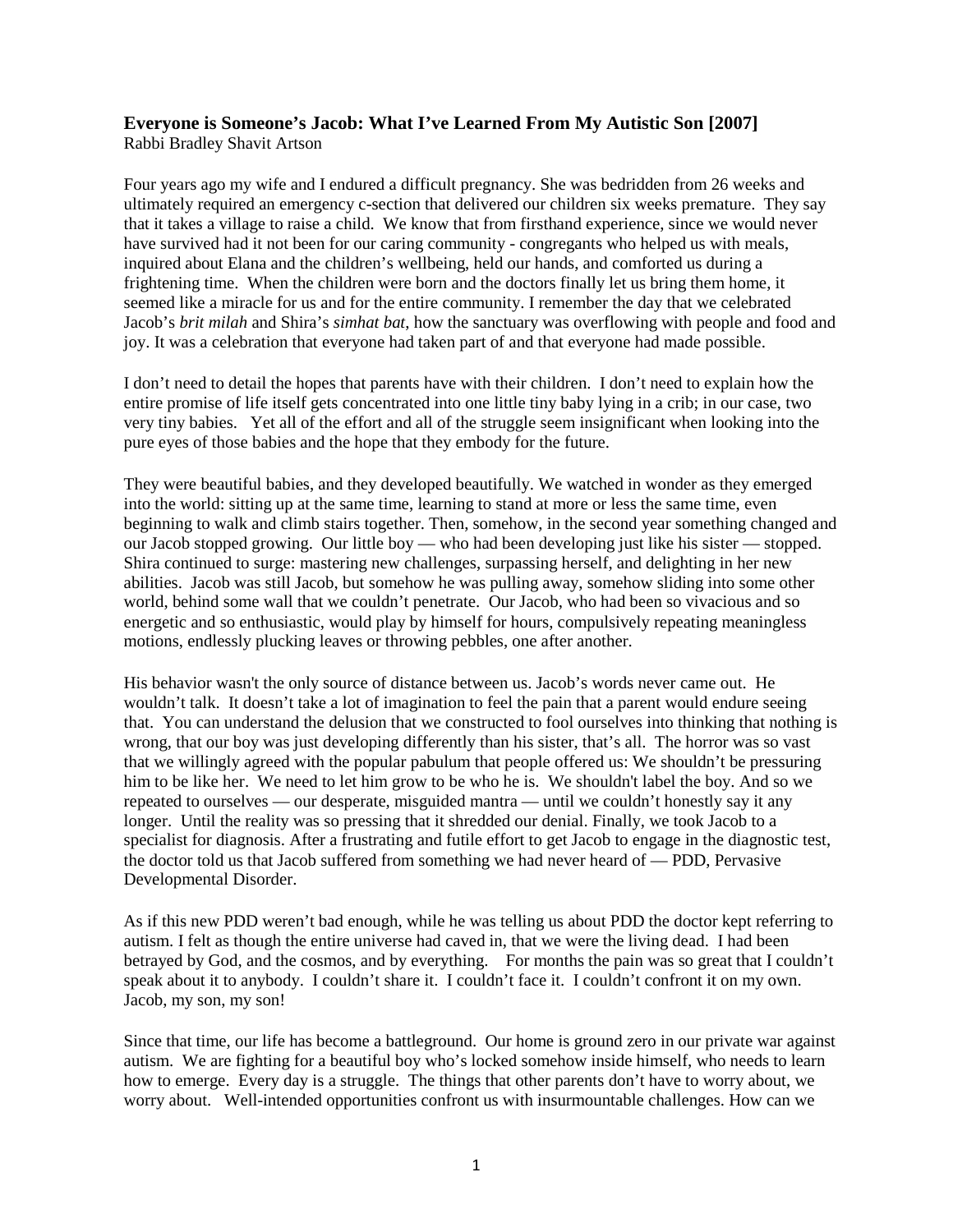# Everyone is Someone's Jacob: What I've Learned From My Autistic Son [2007]

Rabbi Bradley Shavit Artson

Four years ago my wife and I endured a difficult pregnancy. She was bedridden from 26 weeks and ultimately required an emergency c-section that delivered our children six weeks premature. They say that it takes a village to raise a child. We know that from firsthand experience, since we would never have survived had it not been for our caring community - congregants who helped us with meals, inquired about Elana and the children's wellbeing, held our hands, and comforted us during a frightening time. When the children were born and the doctors finally let us bring them home, it seemed like a miracle for us and for the entire community. I remember the day that we celebrated Jacob's *brit milah* and Shira's *simhat bat*, how the sanctuary was overflowing with people and food and joy. It was a celebration that everyone had taken part of and that everyone had made possible.

I don't need to detail the hopes that parents have with their children. I don't need to explain how the entire promise of life itself gets concentrated into one little tiny baby lying in a crib; in our case, two very tiny babies. Yet all of the effort and all of the struggle seem insignificant when looking into the pure eyes of those babies and the hope that they embody for the future.

They were beautiful babies, and they developed beautifully. We watched in wonder as they emerged into the world: sitting up at the same time, learning to stand at more or less the same time, even beginning to walk and climb stairs together. Then, somehow, in the second year something changed and our Jacob stopped growing. Our little boy — who had been developing just like his sister — stopped. Shira continued to surge: mastering new challenges, surpassing herself, and delighting in her new abilities. Jacob was still Jacob, but somehow he was pulling away, somehow sliding into some other world, behind some wall that we couldn't penetrate. Our Jacob, who had been so vivacious and so energetic and so enthusiastic, would play by himself for hours, compulsively repeating meaningless motions, endlessly plucking leaves or throwing pebbles, one after another.

His behavior wasn't the only source of distance between us. Jacob's words never came out. He wouldn't talk. It doesn't take a lot of imagination to feel the pain that a parent would endure seeing that. You can understand the delusion that we constructed to fool ourselves into thinking that nothing is wrong, that our boy was just developing differently than his sister, that's all. The horror was so vast that we willingly agreed with the popular pabulum that people offered us: We shouldn't be pressuring him to be like her. We need to let him grow to be who he is. We shouldn't label the boy. And so we repeated to ourselves — our desperate, misguided mantra — until we couldn't honestly say it any longer. Until the reality was so pressing that it shredded our denial. Finally, we took Jacob to a specialist for diagnosis. After a frustrating and futile effort to get Jacob to engage in the diagnostic test, the doctor told us that Jacob suffered from something we had never heard of — PDD, Pervasive Developmental Disorder.

As if this new PDD weren't bad enough, while he was telling us about PDD the doctor kept referring to autism. I felt as though the entire universe had caved in, that we were the living dead. I had been betrayed by God, and the cosmos, and by everything. For months the pain was so great that I couldn't speak about it to anybody. I couldn't share it. I couldn't face it. I couldn't confront it on my own. Jacob, my son, my son!

Since that time, our life has become a battleground. Our home is ground zero in our private war against autism. We are fighting for a beautiful boy who's locked somehow inside himself, who needs to learn how to emerge. Every day is a struggle. The things that other parents don't have to worry about, we worry about. Well-intended opportunities confront us with insurmountable challenges. How can we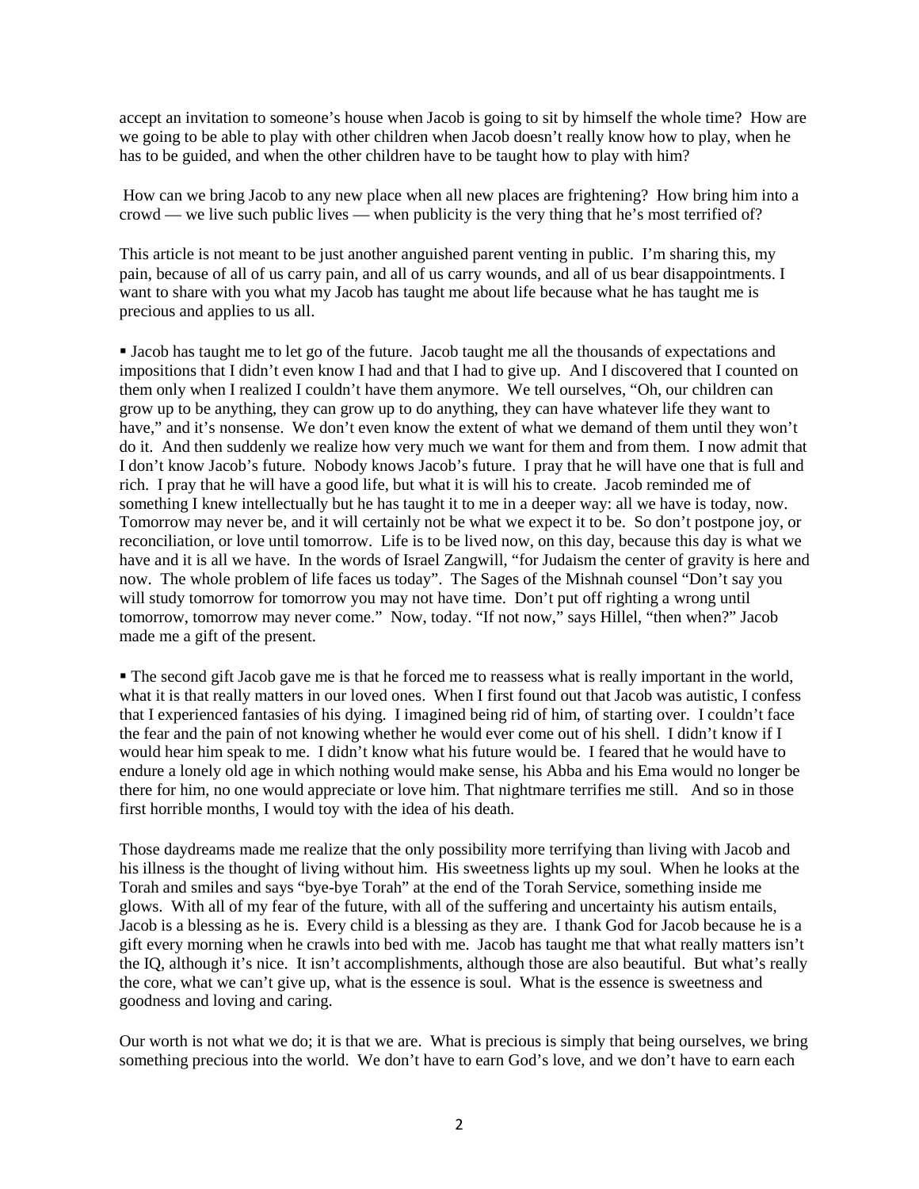accept an invitation to someone's house when Jacob is going to sit by himself the whole time? How are we going to be able to play with other children when Jacob doesn't really know how to play, when he has to be guided, and when the other children have to be taught how to play with him?

How can we bring Jacob to any new place when all new places are frightening? How bring him into a crowd — we live such public lives — when publicity is the very thing that he's most terrified of?

This article is not meant to be just another anguished parent venting in public. I'm sharing this, my pain, because of all of us carry pain, and all of us carry wounds, and all of us bear disappointments. I want to share with you what my Jacob has taught me about life because what he has taught me is precious and applies to us all.

- Jacob has taught me to let go of the future. Jacob taught me all the thousands of expectations and impositions that I didn't even know I had and that I had to give up. And I discovered that I counted on them only when I realized I couldn't have them anymore. We tell ourselves, "Oh, our children can grow up to be anything, they can grow up to do anything, they can have whatever life they want to have," and it's nonsense. We don't even know the extent of what we demand of them until they won't do it. And then suddenly we realize how very much we want for them and from them. I now admit that I don't know Jacob's future. Nobody knows Jacob's future. I pray that he will have one that is full and rich. I pray that he will have a good life, but what it is will his to create. Jacob reminded me of something I knew intellectually but he has taught it to me in a deeper way: all we have is today, now. Tomorrow may never be, and it will certainly not be what we expect it to be. So don't postpone joy, or reconciliation, or love until tomorrow. Life is to be lived now, on this day, because this day is what we have and it is all we have. In the words of Israel Zangwill, "for Judaism the center of gravity is here and now. The whole problem of life faces us today". The Sages of the Mishnah counsel "Don't say you will study tomorrow for tomorrow you may not have time. Don't put off righting a wrong until tomorrow, tomorrow may never come." Now, today. "If not now," says Hillel, "then when?" Jacob made me a gift of the present.

- The second gift Jacob gave me is that he forced me to reassess what is really important in the world, what it is that really matters in our loved ones. When I first found out that Jacob was autistic, I confess that I experienced fantasies of his dying. I imagined being rid of him, of starting over. I couldn't face the fear and the pain of not knowing whether he would ever come out of his shell. I didn't know if I would hear him speak to me. I didn't know what his future would be. I feared that he would have to endure a lonely old age in which nothing would make sense, his Abba and his Ema would no longer be there for him, no one would appreciate or love him. That nightmare terrifies me still. And so in those first horrible months, I would toy with the idea of his death.

Those daydreams made me realize that the only possibility more terrifying than living with Jacob and his illness is the thought of living without him. His sweetness lights up my soul. When he looks at the Torah and smiles and says "bye-bye Torah" at the end of the Torah Service, something inside me glows. With all of my fear of the future, with all of the suffering and uncertainty his autism entails, Jacob is a blessing as he is. Every child is a blessing as they are. I thank God for Jacob because he is a gift every morning when he crawls into bed with me. Jacob has taught me that what really matters isn't the IQ, although it's nice. It isn't accomplishments, although those are also beautiful. But what's really the core, what we can't give up, what is the essence is soul. What is the essence is sweetness and goodness and loving and caring.

Our worth is not what we do; it is that we are. What is precious is simply that being ourselves, we bring something precious into the world. We don't have to earn God's love, and we don't have to earn each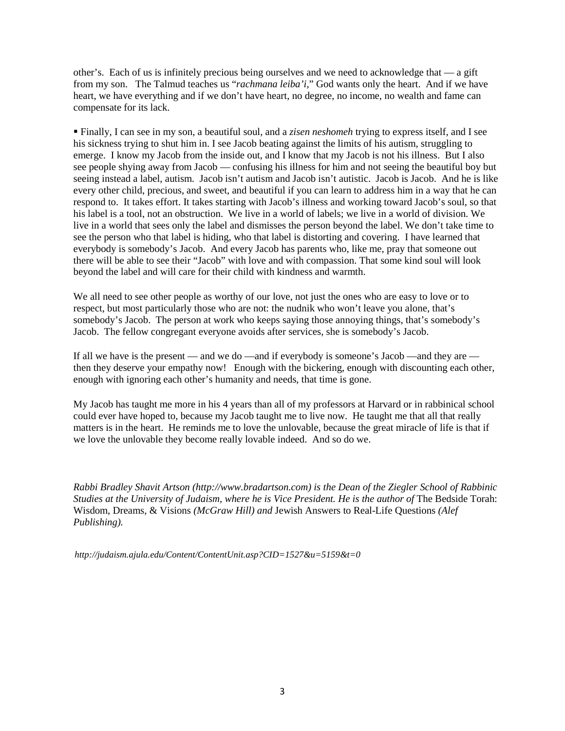other's. Each of us is infinitely precious being ourselves and we need to acknowledge that — a gift from my son. The Talmud teaches us "*rachmana leiba'i*," God wants only the heart. And if we have heart, we have everything and if we don't have heart, no degree, no income, no wealth and fame can compensate for its lack.

- Finally, I can see in my son, a beautiful soul, and a *zisen neshomeh* trying to express itself, and I see his sickness trying to shut him in. I see Jacob beating against the limits of his autism, struggling to emerge. I know my Jacob from the inside out, and I know that my Jacob is not his illness. But I also see people shying away from Jacob — confusing his illness for him and not seeing the beautiful boy but seeing instead a label, autism. Jacob isn't autism and Jacob isn't autistic. Jacob is Jacob. And he is like every other child, precious, and sweet, and beautiful if you can learn to address him in a way that he can respond to. It takes effort. It takes starting with Jacob's illness and working toward Jacob's soul, so that his label is a tool, not an obstruction. We live in a world of labels; we live in a world of division. We live in a world that sees only the label and dismisses the person beyond the label. We don't take time to see the person who that label is hiding, who that label is distorting and covering. I have learned that everybody is somebody's Jacob. And every Jacob has parents who, like me, pray that someone out there will be able to see their "Jacob" with love and with compassion. That some kind soul will look beyond the label and will care for their child with kindness and warmth.

We all need to see other people as worthy of our love, not just the ones who are easy to love or to respect, but most particularly those who are not: the nudnik who won't leave you alone, that's somebody's Jacob. The person at work who keeps saying those annoying things, that's somebody's Jacob. The fellow congregant everyone avoids after services, she is somebody's Jacob.

If all we have is the present — and we do —and if everybody is someone's Jacob —and they are — then they deserve your empathy now! Enough with the bickering, enough with discounting each other, enough with ignoring each other's humanity and needs, that time is gone.

My Jacob has taught me more in his 4 years than all of my professors at Harvard or in rabbinical school could ever have hoped to, because my Jacob taught me to live now. He taught me that all that really matters is in the heart. He reminds me to love the unlovable, because the great miracle of life is that if we love the unlovable they become really lovable indeed. And so do we.

*Rabbi Bradley Shavit Artson (http://www.bradartson.com) is the Dean of the Ziegler School of Rabbinic Studies at the University of Judaism, where he is Vice President. He is the author of* The Bedside Torah: Wisdom, Dreams, & Visions *(McGraw Hill) and* Jewish Answers to Real-Life Questions *(Alef Publishing).*

*http://judaism.ajula.edu/Content/ContentUnit.asp?CID=1527&u=5159&t=0*